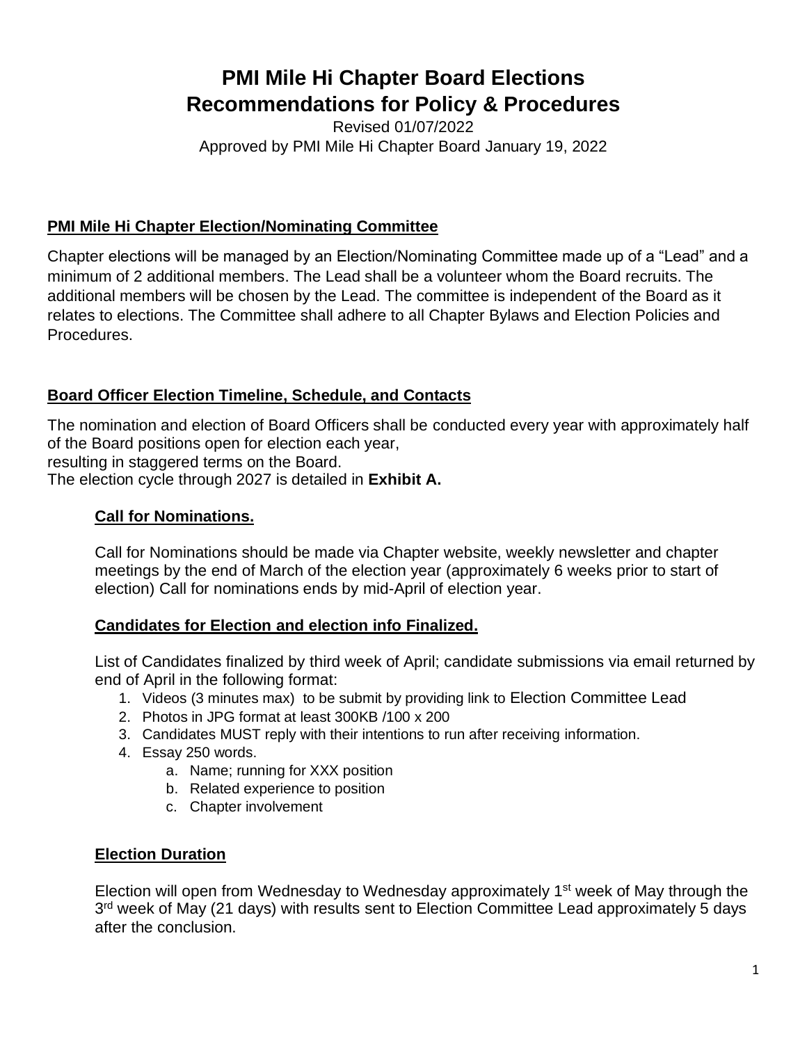# PMI Mile Hi Chapter Board Elections
# Recommendations for Policy & Procedures

Revised 01/07/2022

Approved by PMI Mile Hi Chapter Board January 19, 2022

## PMI Mile Hi Chapter Election/Nominating Committee

Chapter elections will be managed by an Election/Nominating Committee made up of a "Lead" and a minimum of 2 additional members. The Lead shall be a volunteer whom the Board recruits. The additional members will be chosen by the Lead. The committee is independent of the Board as it relates to elections. The Committee shall adhere to all Chapter Bylaws and Election Policies and Procedures.

## Board Officer Election Timeline, Schedule, and Contacts

The nomination and election of Board Officers shall be conducted every year with approximately half of the Board positions open for election each year,
resulting in staggered terms on the Board.
The election cycle through 2027 is detailed in **Exhibit A.**

### Call for Nominations.

Call for Nominations should be made via Chapter website, weekly newsletter and chapter meetings by the end of March of the election year (approximately 6 weeks prior to start of election) Call for nominations ends by mid-April of election year.

### Candidates for Election and election info Finalized.

List of Candidates finalized by third week of April; candidate submissions via email returned by end of April in the following format:

1. Videos (3 minutes max) to be submit by providing link to Election Committee Lead
2. Photos in JPG format at least 300KB /100 x 200
3. Candidates MUST reply with their intentions to run after receiving information.
4. Essay 250 words.
   a. Name; running for XXX position
   b. Related experience to position
   c. Chapter involvement

### Election Duration

Election will open from Wednesday to Wednesday approximately 1st week of May through the 3rd week of May (21 days) with results sent to Election Committee Lead approximately 5 days after the conclusion.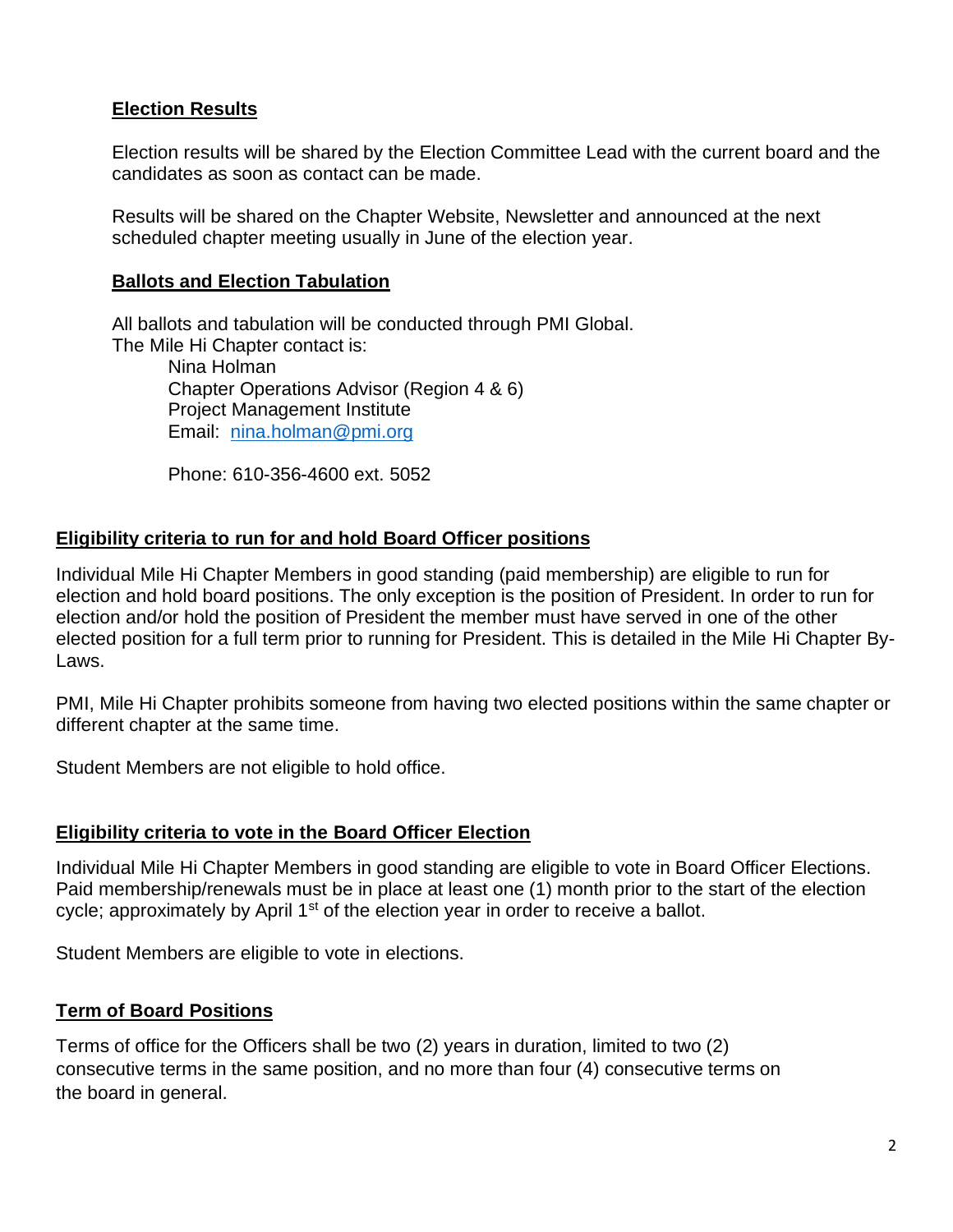## Election Results

Election results will be shared by the Election Committee Lead with the current board and the candidates as soon as contact can be made.

Results will be shared on the Chapter Website, Newsletter and announced at the next scheduled chapter meeting usually in June of the election year.

## Ballots and Election Tabulation

All ballots and tabulation will be conducted through PMI Global.
The Mile Hi Chapter contact is:

Nina Holman
Chapter Operations Advisor (Region 4 & 6)
Project Management Institute
Email: nina.holman@pmi.org

Phone: 610-356-4600 ext. 5052

## Eligibility criteria to run for and hold Board Officer positions

Individual Mile Hi Chapter Members in good standing (paid membership) are eligible to run for election and hold board positions. The only exception is the position of President. In order to run for election and/or hold the position of President the member must have served in one of the other elected position for a full term prior to running for President. This is detailed in the Mile Hi Chapter By-Laws.

PMI, Mile Hi Chapter prohibits someone from having two elected positions within the same chapter or different chapter at the same time.

Student Members are not eligible to hold office.

## Eligibility criteria to vote in the Board Officer Election

Individual Mile Hi Chapter Members in good standing are eligible to vote in Board Officer Elections. Paid membership/renewals must be in place at least one (1) month prior to the start of the election cycle; approximately by April 1st of the election year in order to receive a ballot.

Student Members are eligible to vote in elections.

## Term of Board Positions

Terms of office for the Officers shall be two (2) years in duration, limited to two (2) consecutive terms in the same position, and no more than four (4) consecutive terms on the board in general.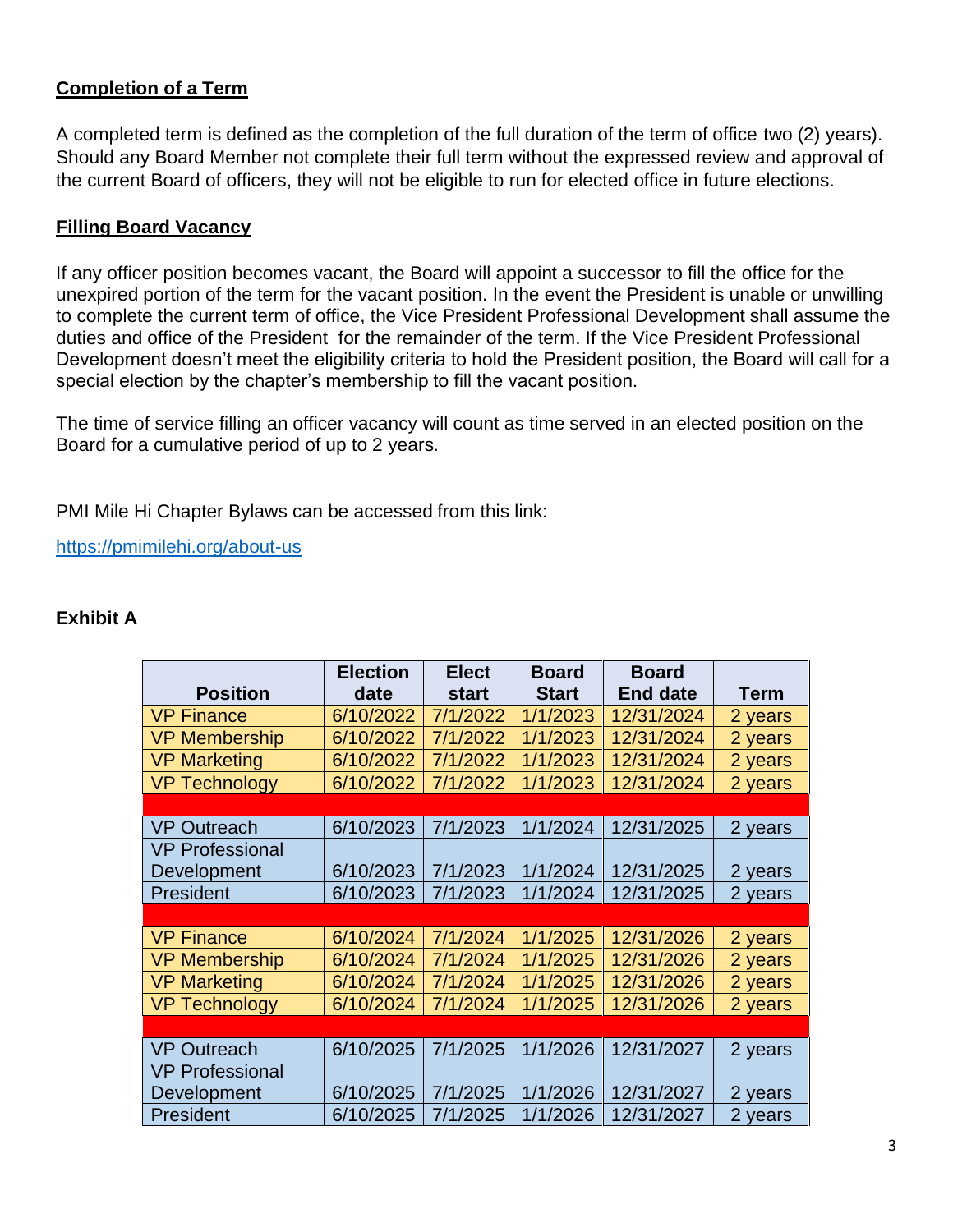**Completion of a Term**

A completed term is defined as the completion of the full duration of the term of office two (2) years). Should any Board Member not complete their full term without the expressed review and approval of the current Board of officers, they will not be eligible to run for elected office in future elections.

**Filling Board Vacancy**

If any officer position becomes vacant, the Board will appoint a successor to fill the office for the unexpired portion of the term for the vacant position. In the event the President is unable or unwilling to complete the current term of office, the Vice President Professional Development shall assume the duties and office of the President for the remainder of the term. If the Vice President Professional Development doesn't meet the eligibility criteria to hold the President position, the Board will call for a special election by the chapter's membership to fill the vacant position.

The time of service filling an officer vacancy will count as time served in an elected position on the Board for a cumulative period of up to 2 years.

PMI Mile Hi Chapter Bylaws can be accessed from this link:

https://pmimilehi.org/about-us

**Exhibit A**

| Position | Election date | Elect start | Board Start | Board End date | Term |
|---|---|---|---|---|---|
| VP Finance | 6/10/2022 | 7/1/2022 | 1/1/2023 | 12/31/2024 | 2 years |
| VP Membership | 6/10/2022 | 7/1/2022 | 1/1/2023 | 12/31/2024 | 2 years |
| VP Marketing | 6/10/2022 | 7/1/2022 | 1/1/2023 | 12/31/2024 | 2 years |
| VP Technology | 6/10/2022 | 7/1/2022 | 1/1/2023 | 12/31/2024 | 2 years |
| | | | | | |
| VP Outreach | 6/10/2023 | 7/1/2023 | 1/1/2024 | 12/31/2025 | 2 years |
| VP Professional Development | 6/10/2023 | 7/1/2023 | 1/1/2024 | 12/31/2025 | 2 years |
| President | 6/10/2023 | 7/1/2023 | 1/1/2024 | 12/31/2025 | 2 years |
| | | | | | |
| VP Finance | 6/10/2024 | 7/1/2024 | 1/1/2025 | 12/31/2026 | 2 years |
| VP Membership | 6/10/2024 | 7/1/2024 | 1/1/2025 | 12/31/2026 | 2 years |
| VP Marketing | 6/10/2024 | 7/1/2024 | 1/1/2025 | 12/31/2026 | 2 years |
| VP Technology | 6/10/2024 | 7/1/2024 | 1/1/2025 | 12/31/2026 | 2 years |
| | | | | | |
| VP Outreach | 6/10/2025 | 7/1/2025 | 1/1/2026 | 12/31/2027 | 2 years |
| VP Professional Development | 6/10/2025 | 7/1/2025 | 1/1/2026 | 12/31/2027 | 2 years |
| President | 6/10/2025 | 7/1/2025 | 1/1/2026 | 12/31/2027 | 2 years |